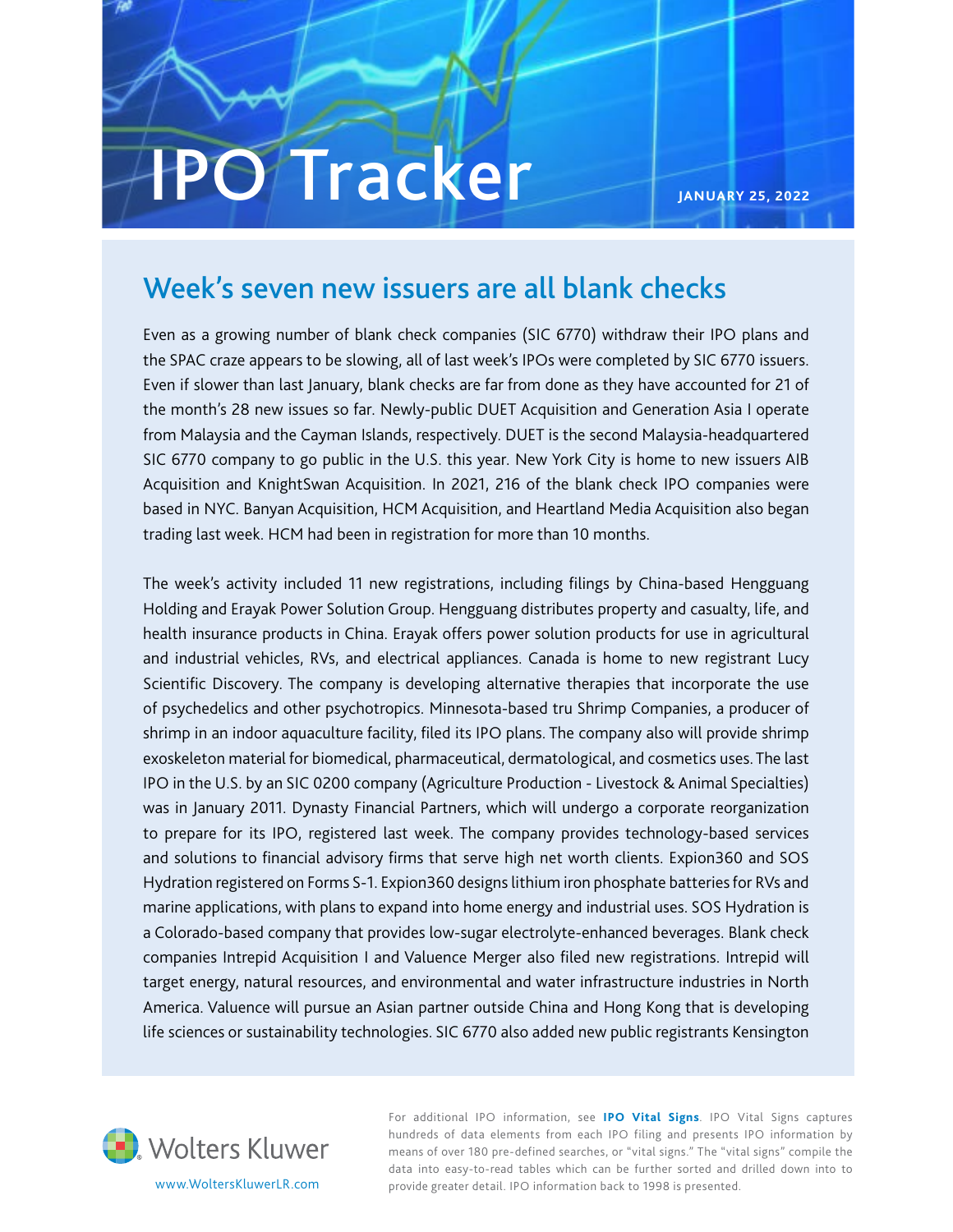# IPO Tracker

**JANUARY 25, 2022**

## Week's seven new issuers are all blank checks

Even as a growing number of blank check companies (SIC 6770) withdraw their IPO plans and the SPAC craze appears to be slowing, all of last week's IPOs were completed by SIC 6770 issuers. Even if slower than last January, blank checks are far from done as they have accounted for 21 of the month's 28 new issues so far. Newly-public DUET Acquisition and Generation Asia I operate from Malaysia and the Cayman Islands, respectively. DUET is the second Malaysia-headquartered SIC 6770 company to go public in the U.S. this year. New York City is home to new issuers AIB Acquisition and KnightSwan Acquisition. In 2021, 216 of the blank check IPO companies were based in NYC. Banyan Acquisition, HCM Acquisition, and Heartland Media Acquisition also began trading last week. HCM had been in registration for more than 10 months.

The week's activity included 11 new registrations, including filings by China-based Hengguang Holding and Erayak Power Solution Group. Hengguang distributes property and casualty, life, and health insurance products in China. Erayak offers power solution products for use in agricultural and industrial vehicles, RVs, and electrical appliances. Canada is home to new registrant Lucy Scientific Discovery. The company is developing alternative therapies that incorporate the use of psychedelics and other psychotropics. Minnesota-based tru Shrimp Companies, a producer of shrimp in an indoor aquaculture facility, filed its IPO plans. The company also will provide shrimp exoskeleton material for biomedical, pharmaceutical, dermatological, and cosmetics uses. The last IPO in the U.S. by an SIC 0200 company (Agriculture Production - Livestock & Animal Specialties) was in January 2011. Dynasty Financial Partners, which will undergo a corporate reorganization to prepare for its IPO, registered last week. The company provides technology-based services and solutions to financial advisory firms that serve high net worth clients. Expion360 and SOS Hydration registered on Forms S-1. Expion360 designs lithium iron phosphate batteries for RVs and marine applications, with plans to expand into home energy and industrial uses. SOS Hydration is a Colorado-based company that provides low-sugar electrolyte-enhanced beverages. Blank check companies Intrepid Acquisition I and Valuence Merger also filed new registrations. Intrepid will target energy, natural resources, and environmental and water infrastructure industries in North America. Valuence will pursue an Asian partner outside China and Hong Kong that is developing life sciences or sustainability technologies. SIC 6770 also added new public registrants Kensington

Wolters Kluwer
www.WoltersKluwerLR.com

For additional IPO information, see **IPO Vital Signs**. IPO Vital Signs captures hundreds of data elements from each IPO filing and presents IPO information by means of over 180 pre-defined searches, or "vital signs." The "vital signs" compile the data into easy-to-read tables which can be further sorted and drilled down into to provide greater detail. IPO information back to 1998 is presented.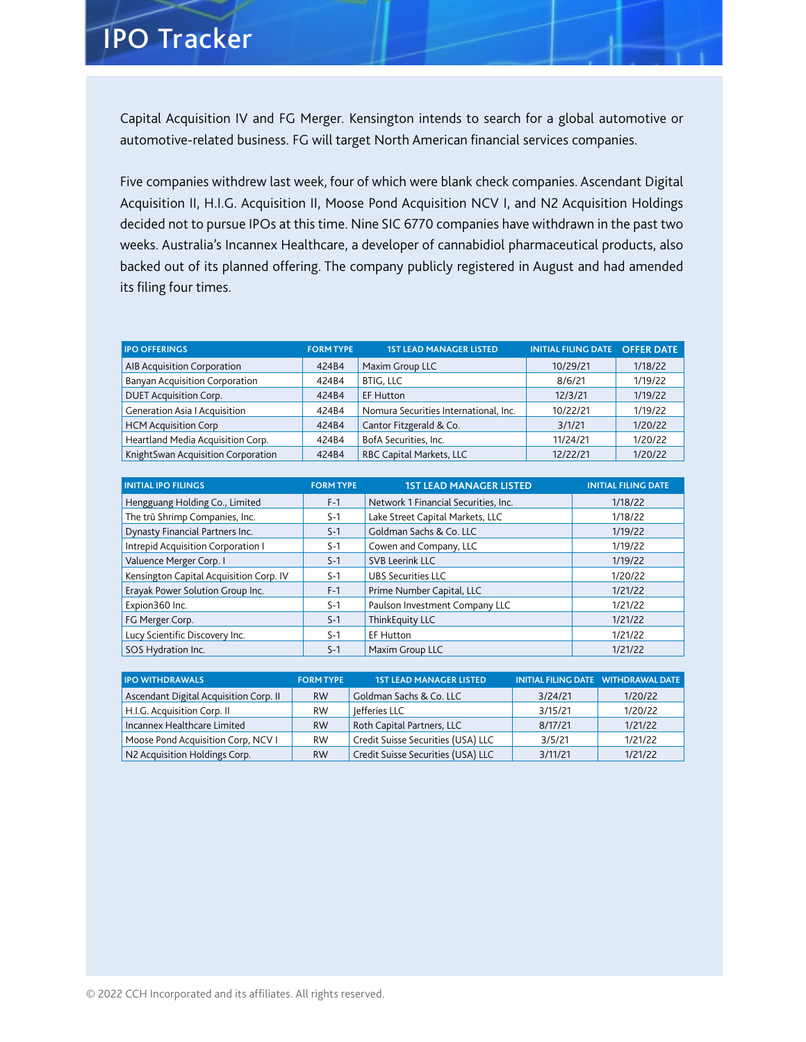Capital Acquisition IV and FG Merger. Kensington intends to search for a global automotive or automotive-related business. FG will target North American financial services companies.

Five companies withdrew last week, four of which were blank check companies. Ascendant Digital Acquisition II, H.I.G. Acquisition II, Moose Pond Acquisition NCV I, and N2 Acquisition Holdings decided not to pursue IPOs at this time. Nine SIC 6770 companies have withdrawn in the past two weeks. Australia's Incannex Healthcare, a developer of cannabidiol pharmaceutical products, also backed out of its planned offering. The company publicly registered in August and had amended its filing four times.

| IPO OFFERINGS | FORM TYPE | 1ST LEAD MANAGER LISTED | INITIAL FILING DATE | OFFER DATE |
| --- | --- | --- | --- | --- |
| AIB Acquisition Corporation | 424B4 | Maxim Group LLC | 10/29/21 | 1/18/22 |
| Banyan Acquisition Corporation | 424B4 | BTIG, LLC | 8/6/21 | 1/19/22 |
| DUET Acquisition Corp. | 424B4 | EF Hutton | 12/3/21 | 1/19/22 |
| Generation Asia I Acquisition | 424B4 | Nomura Securities International, Inc. | 10/22/21 | 1/19/22 |
| HCM Acquisition Corp | 424B4 | Cantor Fitzgerald & Co. | 3/1/21 | 1/20/22 |
| Heartland Media Acquisition Corp. | 424B4 | BofA Securities, Inc. | 11/24/21 | 1/20/22 |
| KnightSwan Acquisition Corporation | 424B4 | RBC Capital Markets, LLC | 12/22/21 | 1/20/22 |

| INITIAL IPO FILINGS | FORM TYPE | 1ST LEAD MANAGER LISTED | INITIAL FILING DATE |
| --- | --- | --- | --- |
| Hengguang Holding Co., Limited | F-1 | Network 1 Financial Securities, Inc. | 1/18/22 |
| The trū Shrimp Companies, Inc. | S-1 | Lake Street Capital Markets, LLC | 1/18/22 |
| Dynasty Financial Partners Inc. | S-1 | Goldman Sachs & Co. LLC | 1/19/22 |
| Intrepid Acquisition Corporation I | S-1 | Cowen and Company, LLC | 1/19/22 |
| Valuence Merger Corp. I | S-1 | SVB Leerink LLC | 1/19/22 |
| Kensington Capital Acquisition Corp. IV | S-1 | UBS Securities LLC | 1/20/22 |
| Erayak Power Solution Group Inc. | F-1 | Prime Number Capital, LLC | 1/21/22 |
| Expion360 Inc. | S-1 | Paulson Investment Company LLC | 1/21/22 |
| FG Merger Corp. | S-1 | ThinkEquity LLC | 1/21/22 |
| Lucy Scientific Discovery Inc. | S-1 | EF Hutton | 1/21/22 |
| SOS Hydration Inc. | S-1 | Maxim Group LLC | 1/21/22 |

| IPO WITHDRAWALS | FORM TYPE | 1ST LEAD MANAGER LISTED | INITIAL FILING DATE | WITHDRAWAL DATE |
| --- | --- | --- | --- | --- |
| Ascendant Digital Acquisition Corp. II | RW | Goldman Sachs & Co. LLC | 3/24/21 | 1/20/22 |
| H.I.G. Acquisition Corp. II | RW | Jefferies LLC | 3/15/21 | 1/20/22 |
| Incannex Healthcare Limited | RW | Roth Capital Partners, LLC | 8/17/21 | 1/21/22 |
| Moose Pond Acquisition Corp, NCV I | RW | Credit Suisse Securities (USA) LLC | 3/5/21 | 1/21/22 |
| N2 Acquisition Holdings Corp. | RW | Credit Suisse Securities (USA) LLC | 3/11/21 | 1/21/22 |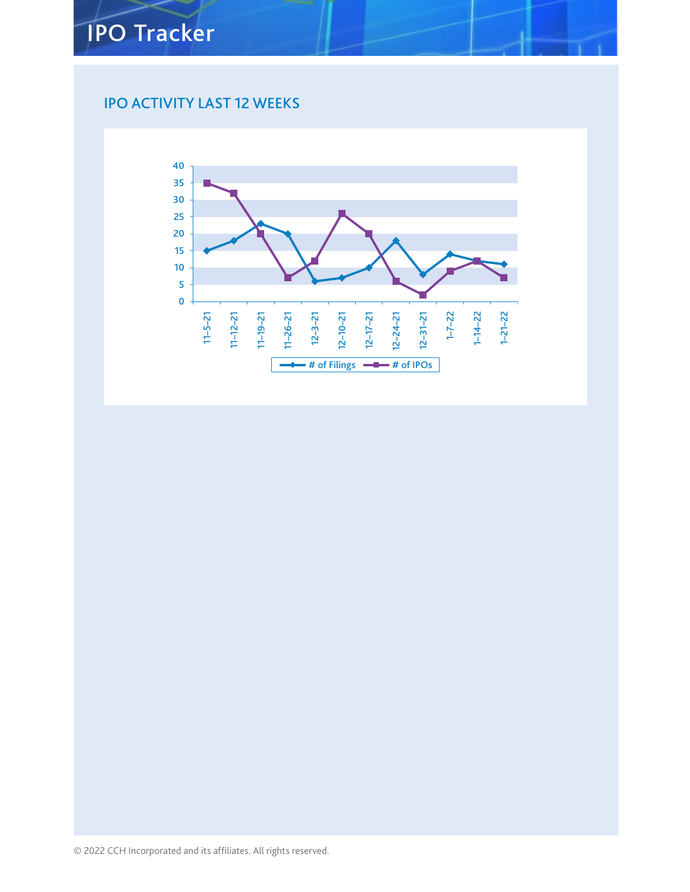# IPO Tracker

## IPO ACTIVITY LAST 12 WEEKS

40
35
30
25
20
15
10
5
0

11–5–21
11–12–21
11–19–21
11–26–21
12–3–21
12–10–21
12–17–21
12–24–21
12–31–21
1–7–22
1–14–22
1–21–22

# of Filings
# of IPOs

© 2022 CCH Incorporated and its affiliates. All rights reserved.